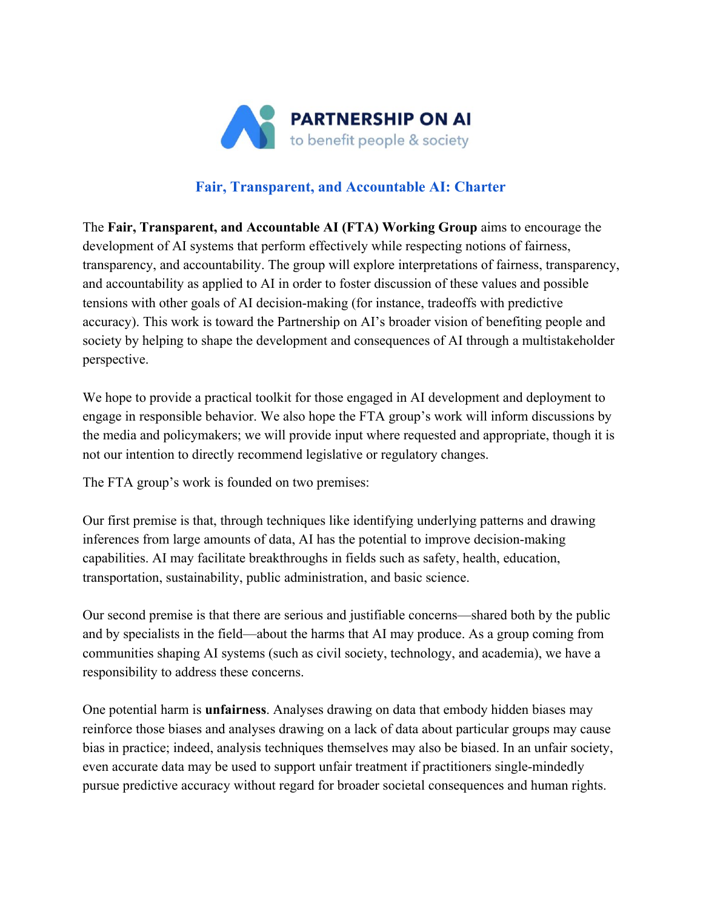PARTNERSHIP ON AI
to benefit people & society

# Fair, Transparent, and Accountable AI: Charter

The **Fair, Transparent, and Accountable AI (FTA) Working Group** aims to encourage the development of AI systems that perform effectively while respecting notions of fairness, transparency, and accountability. The group will explore interpretations of fairness, transparency, and accountability as applied to AI in order to foster discussion of these values and possible tensions with other goals of AI decision-making (for instance, tradeoffs with predictive accuracy). This work is toward the Partnership on AI's broader vision of benefiting people and society by helping to shape the development and consequences of AI through a multistakeholder perspective.

We hope to provide a practical toolkit for those engaged in AI development and deployment to engage in responsible behavior. We also hope the FTA group's work will inform discussions by the media and policymakers; we will provide input where requested and appropriate, though it is not our intention to directly recommend legislative or regulatory changes.

The FTA group's work is founded on two premises:

Our first premise is that, through techniques like identifying underlying patterns and drawing inferences from large amounts of data, AI has the potential to improve decision-making capabilities. AI may facilitate breakthroughs in fields such as safety, health, education, transportation, sustainability, public administration, and basic science.

Our second premise is that there are serious and justifiable concerns—shared both by the public and by specialists in the field—about the harms that AI may produce. As a group coming from communities shaping AI systems (such as civil society, technology, and academia), we have a responsibility to address these concerns.

One potential harm is **unfairness**. Analyses drawing on data that embody hidden biases may reinforce those biases and analyses drawing on a lack of data about particular groups may cause bias in practice; indeed, analysis techniques themselves may also be biased. In an unfair society, even accurate data may be used to support unfair treatment if practitioners single-mindedly pursue predictive accuracy without regard for broader societal consequences and human rights.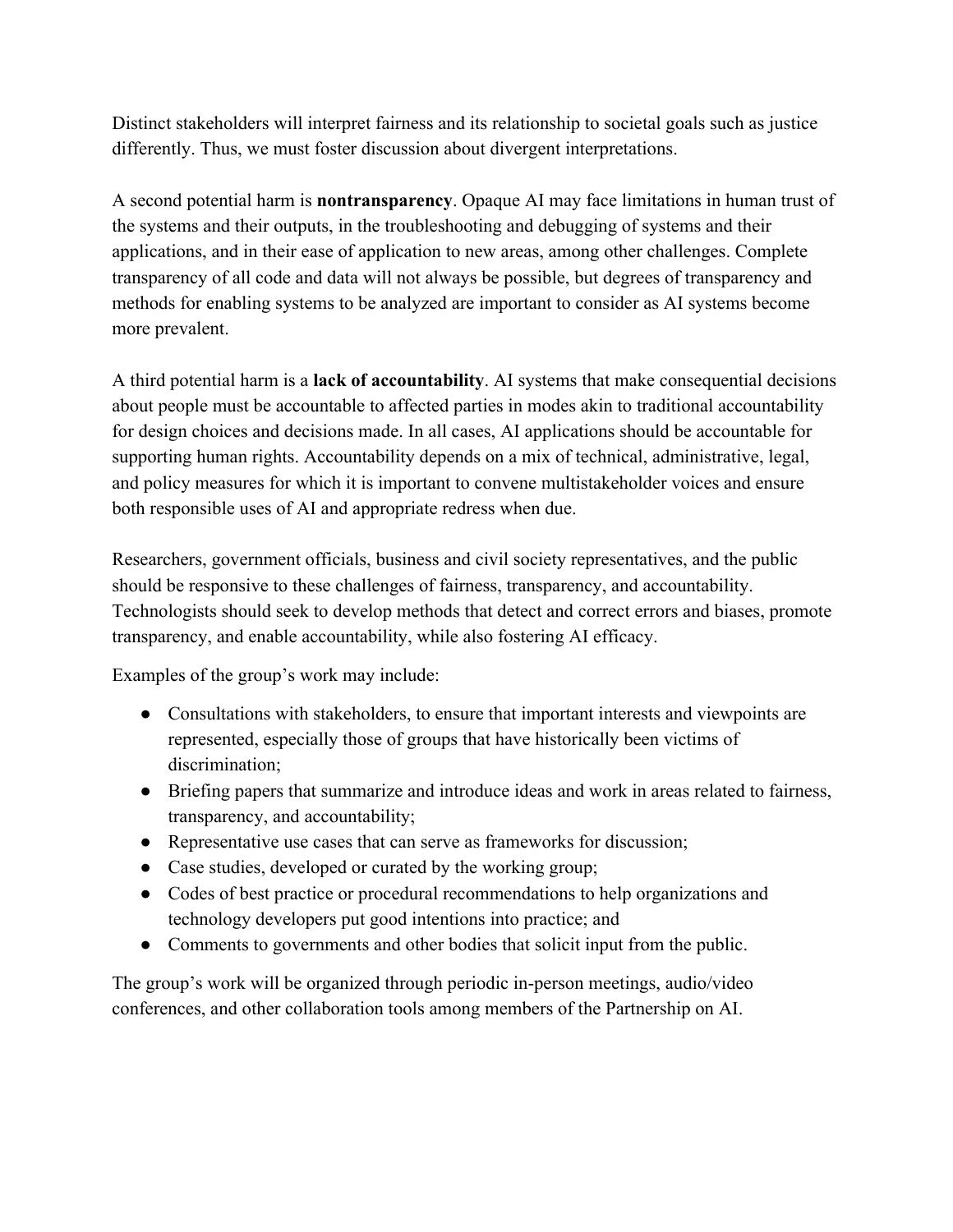Distinct stakeholders will interpret fairness and its relationship to societal goals such as justice differently. Thus, we must foster discussion about divergent interpretations.

A second potential harm is **nontransparency**. Opaque AI may face limitations in human trust of the systems and their outputs, in the troubleshooting and debugging of systems and their applications, and in their ease of application to new areas, among other challenges. Complete transparency of all code and data will not always be possible, but degrees of transparency and methods for enabling systems to be analyzed are important to consider as AI systems become more prevalent.

A third potential harm is a **lack of accountability**. AI systems that make consequential decisions about people must be accountable to affected parties in modes akin to traditional accountability for design choices and decisions made. In all cases, AI applications should be accountable for supporting human rights. Accountability depends on a mix of technical, administrative, legal, and policy measures for which it is important to convene multistakeholder voices and ensure both responsible uses of AI and appropriate redress when due.

Researchers, government officials, business and civil society representatives, and the public should be responsive to these challenges of fairness, transparency, and accountability. Technologists should seek to develop methods that detect and correct errors and biases, promote transparency, and enable accountability, while also fostering AI efficacy.

Examples of the group's work may include:

- Consultations with stakeholders, to ensure that important interests and viewpoints are represented, especially those of groups that have historically been victims of discrimination;
- Briefing papers that summarize and introduce ideas and work in areas related to fairness, transparency, and accountability;
- Representative use cases that can serve as frameworks for discussion;
- Case studies, developed or curated by the working group;
- Codes of best practice or procedural recommendations to help organizations and technology developers put good intentions into practice; and
- Comments to governments and other bodies that solicit input from the public.

The group's work will be organized through periodic in-person meetings, audio/video conferences, and other collaboration tools among members of the Partnership on AI.